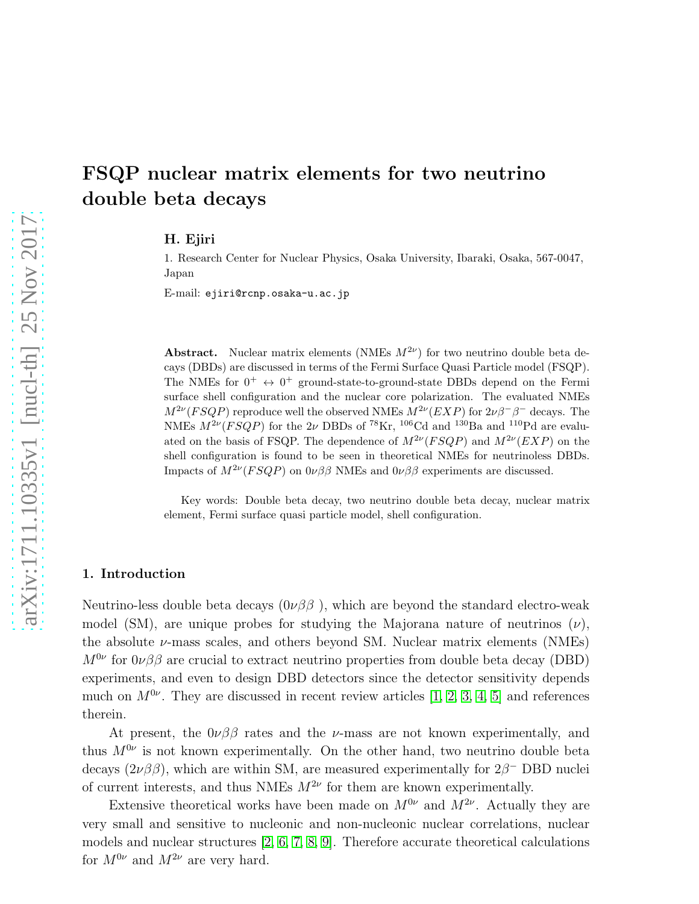# FSQP nuclear matrix elements for two neutrino double beta decays

**H. Ejiri**

1. Research Center for Nuclear Physics, Osaka University, Ibaraki, Osaka, 567-0047, Japan

E-mail: ejiri@rcnp.osaka-u.ac.jp

**Abstract.** Nuclear matrix elements (NMEs $M^{2\nu}$) for two neutrino double beta decays (DBDs) are discussed in terms of the Fermi Surface Quasi Particle model (FSQP). The NMEs for $0^+ \leftrightarrow 0^+$ ground-state-to-ground-state DBDs depend on the Fermi surface shell configuration and the nuclear core polarization. The evaluated NMEs $M^{2\nu}(FSQP)$ reproduce well the observed NMEs $M^{2\nu}(EXP)$ for $2\nu\beta^-\beta^-$ decays. The NMEs $M^{2\nu}(FSQP)$ for the $2\nu$ DBDs of $^{78}$Kr, $^{106}$Cd and $^{130}$Ba and $^{110}$Pd are evaluated on the basis of FSQP. The dependence of $M^{2\nu}(FSQP)$ and $M^{2\nu}(EXP)$ on the shell configuration is found to be seen in theoretical NMEs for neutrinoless DBDs. Impacts of $M^{2\nu}(FSQP)$ on $0\nu\beta\beta$ NMEs and $0\nu\beta\beta$ experiments are discussed.

Key words: Double beta decay, two neutrino double beta decay, nuclear matrix element, Fermi surface quasi particle model, shell configuration.

## 1. Introduction

Neutrino-less double beta decays ($0\nu\beta\beta$ ), which are beyond the standard electro-weak model (SM), are unique probes for studying the Majorana nature of neutrinos ($\nu$), the absolute $\nu$-mass scales, and others beyond SM. Nuclear matrix elements (NMEs) $M^{0\nu}$ for $0\nu\beta\beta$ are crucial to extract neutrino properties from double beta decay (DBD) experiments, and even to design DBD detectors since the detector sensitivity depends much on $M^{0\nu}$. They are discussed in recent review articles [1, 2, 3, 4, 5] and references therein.

At present, the $0\nu\beta\beta$ rates and the $\nu$-mass are not known experimentally, and thus $M^{0\nu}$ is not known experimentally. On the other hand, two neutrino double beta decays ($2\nu\beta\beta$), which are within SM, are measured experimentally for $2\beta^-$ DBD nuclei of current interests, and thus NMEs $M^{2\nu}$ for them are known experimentally.

Extensive theoretical works have been made on $M^{0\nu}$ and $M^{2\nu}$. Actually they are very small and sensitive to nucleonic and non-nucleonic nuclear correlations, nuclear models and nuclear structures [2, 6, 7, 8, 9]. Therefore accurate theoretical calculations for $M^{0\nu}$ and $M^{2\nu}$ are very hard.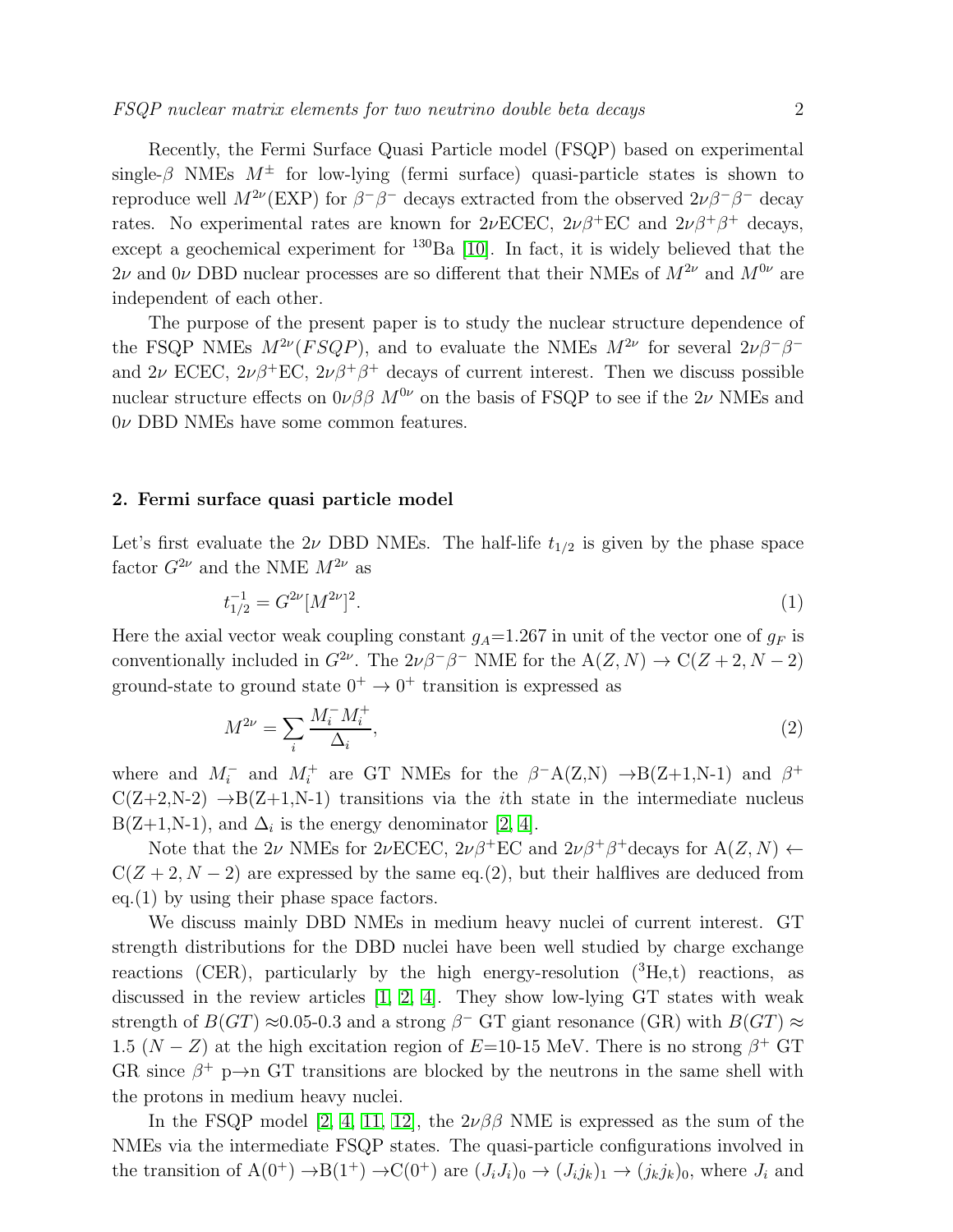Recently, the Fermi Surface Quasi Particle model (FSQP) based on experimental single-$\beta$ NMEs $M^{\pm}$ for low-lying (fermi surface) quasi-particle states is shown to reproduce well $M^{2\nu}$(EXP) for $\beta^-\beta^-$ decays extracted from the observed $2\nu\beta^-\beta^-$ decay rates. No experimental rates are known for $2\nu$ECEC, $2\nu\beta^+$EC and $2\nu\beta^+\beta^+$ decays, except a geochemical experiment for $^{130}$Ba [10]. In fact, it is widely believed that the $2\nu$ and $0\nu$ DBD nuclear processes are so different that their NMEs of $M^{2\nu}$ and $M^{0\nu}$ are independent of each other.

The purpose of the present paper is to study the nuclear structure dependence of the FSQP NMEs $M^{2\nu}(FSQP)$, and to evaluate the NMEs $M^{2\nu}$ for several $2\nu\beta^-\beta^-$ and $2\nu$ ECEC, $2\nu\beta^+$EC, $2\nu\beta^+\beta^+$ decays of current interest. Then we discuss possible nuclear structure effects on $0\nu\beta\beta$ $M^{0\nu}$ on the basis of FSQP to see if the $2\nu$ NMEs and $0\nu$ DBD NMEs have some common features.

## 2. Fermi surface quasi particle model

Let's first evaluate the $2\nu$ DBD NMEs. The half-life $t_{1/2}$ is given by the phase space factor $G^{2\nu}$ and the NME $M^{2\nu}$ as

$$t_{1/2}^{-1} = G^{2\nu}[M^{2\nu}]^2. \tag{1}$$

Here the axial vector weak coupling constant $g_A$=1.267 in unit of the vector one of $g_F$ is conventionally included in $G^{2\nu}$. The $2\nu\beta^-\beta^-$ NME for the $\mathrm{A}(Z,N) \to \mathrm{C}(Z+2,N-2)$ ground-state to ground state $0^+ \to 0^+$ transition is expressed as

$$M^{2\nu} = \sum_i \frac{M_i^- M_i^+}{\Delta_i}, \tag{2}$$

where and $M_i^-$ and $M_i^+$ are GT NMEs for the $\beta^-$A(Z,N) $\to$B(Z+1,N-1) and $\beta^+$ C(Z+2,N-2) $\to$B(Z+1,N-1) transitions via the $i$th state in the intermediate nucleus B(Z+1,N-1), and $\Delta_i$ is the energy denominator [2, 4].

Note that the $2\nu$ NMEs for $2\nu$ECEC, $2\nu\beta^+$EC and $2\nu\beta^+\beta^+$decays for $\mathrm{A}(Z,N) \leftarrow \mathrm{C}(Z+2,N-2)$ are expressed by the same eq.(2), but their halflives are deduced from eq.(1) by using their phase space factors.

We discuss mainly DBD NMEs in medium heavy nuclei of current interest. GT strength distributions for the DBD nuclei have been well studied by charge exchange reactions (CER), particularly by the high energy-resolution ($^3$He,t) reactions, as discussed in the review articles [1, 2, 4]. They show low-lying GT states with weak strength of $B(GT)$ ≈0.05-0.3 and a strong $\beta^-$ GT giant resonance (GR) with $B(GT) \approx 1.5\ (N-Z)$ at the high excitation region of $E$=10-15 MeV. There is no strong $\beta^+$ GT GR since $\beta^+$ p→n GT transitions are blocked by the neutrons in the same shell with the protons in medium heavy nuclei.

In the FSQP model [2, 4, 11, 12], the $2\nu\beta\beta$ NME is expressed as the sum of the NMEs via the intermediate FSQP states. The quasi-particle configurations involved in the transition of A($0^+$) →B($1^+$) →C($0^+$) are $(J_iJ_i)_0 \to (J_ij_k)_1 \to (j_kj_k)_0$, where $J_i$ and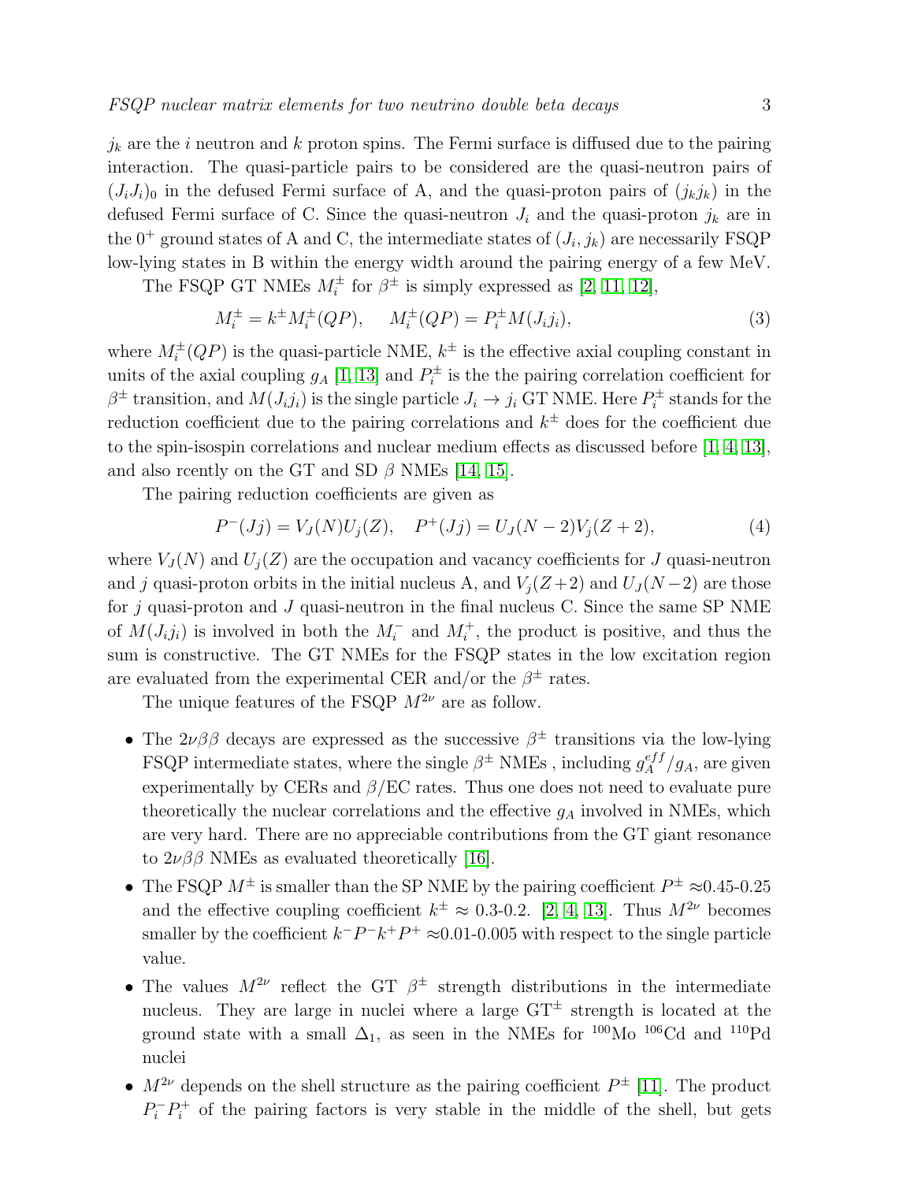$j_k$ are the $i$ neutron and $k$ proton spins. The Fermi surface is diffused due to the pairing interaction. The quasi-particle pairs to be considered are the quasi-neutron pairs of $(J_iJ_i)_0$ in the defused Fermi surface of A, and the quasi-proton pairs of $(j_kj_k)$ in the defused Fermi surface of C. Since the quasi-neutron $J_i$ and the quasi-proton $j_k$ are in the $0^+$ ground states of A and C, the intermediate states of $(J_i, j_k)$ are necessarily FSQP low-lying states in B within the energy width around the pairing energy of a few MeV.

The FSQP GT NMEs $M_i^{\pm}$ for $\beta^{\pm}$ is simply expressed as [2, 11, 12],

$$M_i^{\pm} = k^{\pm} M_i^{\pm}(QP), \quad M_i^{\pm}(QP) = P_i^{\pm} M(J_i j_i), \tag{3}$$

where $M_i^{\pm}(QP)$ is the quasi-particle NME, $k^{\pm}$ is the effective axial coupling constant in units of the axial coupling $g_A$ [1, 13] and $P_i^{\pm}$ is the the pairing correlation coefficient for $\beta^{\pm}$ transition, and $M(J_ij_i)$ is the single particle $J_i \rightarrow j_i$ GT NME. Here $P_i^{\pm}$ stands for the reduction coefficient due to the pairing correlations and $k^{\pm}$ does for the coefficient due to the spin-isospin correlations and nuclear medium effects as discussed before [1, 4, 13], and also rcently on the GT and SD $\beta$ NMEs [14, 15].

The pairing reduction coefficients are given as

$$P^{-}(Jj) = V_J(N)U_j(Z), \quad P^{+}(Jj) = U_J(N-2)V_j(Z+2), \tag{4}$$

where $V_J(N)$ and $U_j(Z)$ are the occupation and vacancy coefficients for $J$ quasi-neutron and $j$ quasi-proton orbits in the initial nucleus A, and $V_j(Z+2)$ and $U_J(N-2)$ are those for $j$ quasi-proton and $J$ quasi-neutron in the final nucleus C. Since the same SP NME of $M(J_ij_i)$ is involved in both the $M_i^-$ and $M_i^+$, the product is positive, and thus the sum is constructive. The GT NMEs for the FSQP states in the low excitation region are evaluated from the experimental CER and/or the $\beta^{\pm}$ rates.

The unique features of the FSQP $M^{2\nu}$ are as follow.

- The $2\nu\beta\beta$ decays are expressed as the successive $\beta^{\pm}$ transitions via the low-lying FSQP intermediate states, where the single $\beta^{\pm}$ NMEs , including $g_A^{eff}/g_A$, are given experimentally by CERs and $\beta$/EC rates. Thus one does not need to evaluate pure theoretically the nuclear correlations and the effective $g_A$ involved in NMEs, which are very hard. There are no appreciable contributions from the GT giant resonance to $2\nu\beta\beta$ NMEs as evaluated theoretically [16].
- The FSQP $M^{\pm}$ is smaller than the SP NME by the pairing coefficient $P^{\pm} \approx$0.45-0.25 and the effective coupling coefficient $k^{\pm} \approx$ 0.3-0.2. [2, 4, 13]. Thus $M^{2\nu}$ becomes smaller by the coefficient $k^-P^-k^+P^+ \approx$0.01-0.005 with respect to the single particle value.
- The values $M^{2\nu}$ reflect the GT $\beta^{\pm}$ strength distributions in the intermediate nucleus. They are large in nuclei where a large $\mathrm{GT}^{\pm}$ strength is located at the ground state with a small $\Delta_1$, as seen in the NMEs for $^{100}$Mo $^{106}$Cd and $^{110}$Pd nuclei
- $M^{2\nu}$ depends on the shell structure as the pairing coefficient $P^{\pm}$ [11]. The product $P_i^- P_i^+$ of the pairing factors is very stable in the middle of the shell, but gets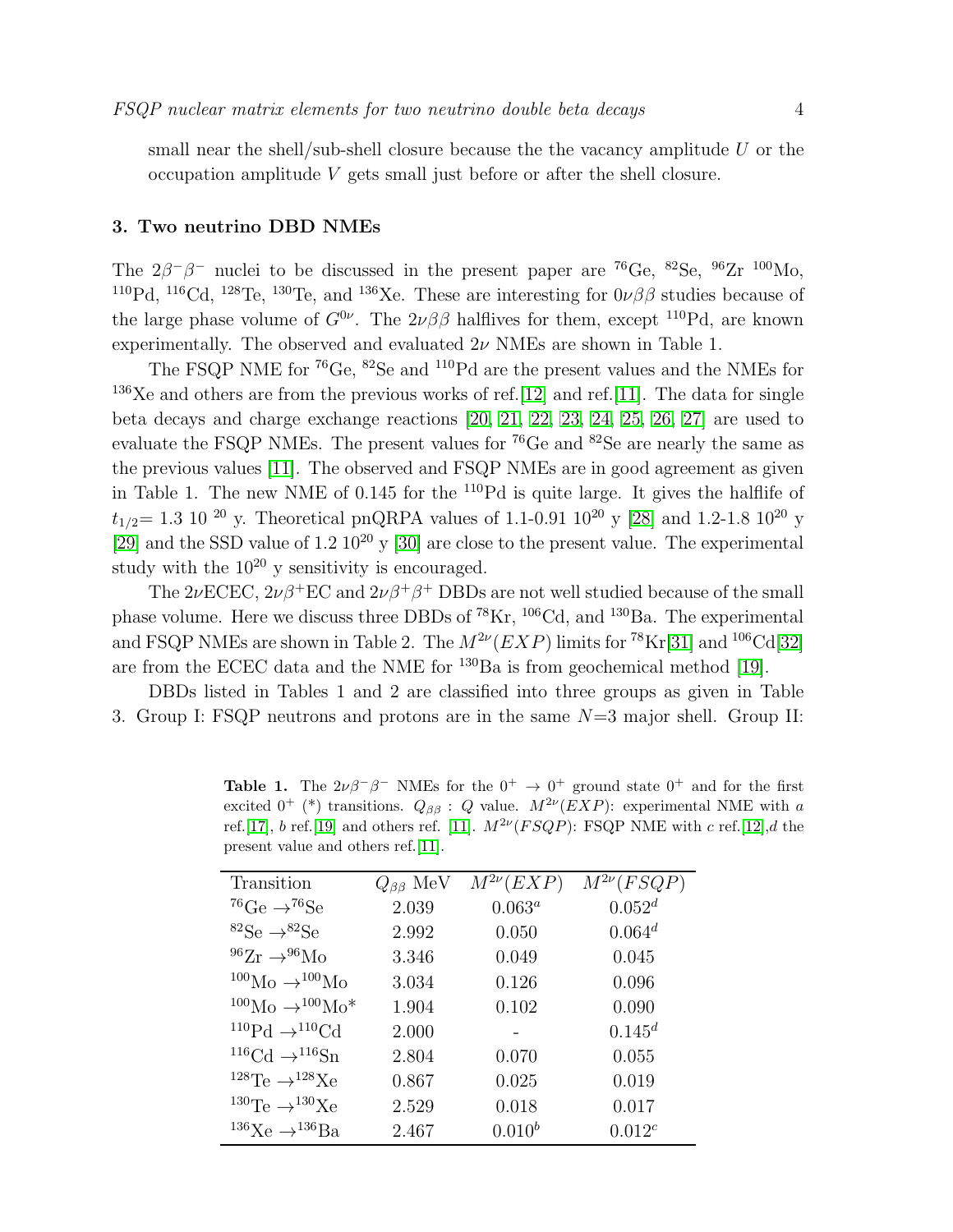small near the shell/sub-shell closure because the the vacancy amplitude $U$ or the occupation amplitude $V$ gets small just before or after the shell closure.

### 3. Two neutrino DBD NMEs

The $2\beta^-\beta^-$ nuclei to be discussed in the present paper are $^{76}$Ge, $^{82}$Se, $^{96}$Zr $^{100}$Mo, $^{110}$Pd, $^{116}$Cd, $^{128}$Te, $^{130}$Te, and $^{136}$Xe. These are interesting for $0\nu\beta\beta$ studies because of the large phase volume of $G^{0\nu}$. The $2\nu\beta\beta$ halflives for them, except $^{110}$Pd, are known experimentally. The observed and evaluated $2\nu$ NMEs are shown in Table 1.

The FSQP NME for $^{76}$Ge, $^{82}$Se and $^{110}$Pd are the present values and the NMEs for $^{136}$Xe and others are from the previous works of ref.[12] and ref.[11]. The data for single beta decays and charge exchange reactions [20, 21, 22, 23, 24, 25, 26, 27] are used to evaluate the FSQP NMEs. The present values for $^{76}$Ge and $^{82}$Se are nearly the same as the previous values [11]. The observed and FSQP NMEs are in good agreement as given in Table 1. The new NME of 0.145 for the $^{110}$Pd is quite large. It gives the halflife of $t_{1/2}$= 1.3 10 $^{20}$ y. Theoretical pnQRPA values of 1.1-0.91 $10^{20}$ y [28] and 1.2-1.8 $10^{20}$ y [29] and the SSD value of 1.2 $10^{20}$ y [30] are close to the present value. The experimental study with the $10^{20}$ y sensitivity is encouraged.

The $2\nu$ECEC, $2\nu\beta^+$EC and $2\nu\beta^+\beta^+$ DBDs are not well studied because of the small phase volume. Here we discuss three DBDs of $^{78}$Kr, $^{106}$Cd, and $^{130}$Ba. The experimental and FSQP NMEs are shown in Table 2. The $M^{2\nu}(EXP)$ limits for $^{78}$Kr[31] and $^{106}$Cd[32] are from the ECEC data and the NME for $^{130}$Ba is from geochemical method [19].

DBDs listed in Tables 1 and 2 are classified into three groups as given in Table 3. Group I: FSQP neutrons and protons are in the same $N$=3 major shell. Group II:

**Table 1.** The $2\nu\beta^-\beta^-$ NMEs for the $0^+ \to 0^+$ ground state $0^+$ and for the first excited $0^+$ (*) transitions. $Q_{\beta\beta}$ : $Q$ value. $M^{2\nu}(EXP)$: experimental NME with $a$ ref.[17], $b$ ref.[19] and others ref. [11]. $M^{2\nu}(FSQP)$: FSQP NME with $c$ ref.[12],$d$ the present value and others ref.[11].

| Transition | $Q_{\beta\beta}$ MeV | $M^{2\nu}(EXP)$ | $M^{2\nu}(FSQP)$ |
|---|---|---|---|
| $^{76}$Ge $\to^{76}$Se | 2.039 | $0.063^a$ | $0.052^d$ |
| $^{82}$Se $\to^{82}$Se | 2.992 | 0.050 | $0.064^d$ |
| $^{96}$Zr $\to^{96}$Mo | 3.346 | 0.049 | 0.045 |
| $^{100}$Mo $\to^{100}$Mo | 3.034 | 0.126 | 0.096 |
| $^{100}$Mo $\to^{100}$Mo* | 1.904 | 0.102 | 0.090 |
| $^{110}$Pd $\to^{110}$Cd | 2.000 | - | $0.145^d$ |
| $^{116}$Cd $\to^{116}$Sn | 2.804 | 0.070 | 0.055 |
| $^{128}$Te $\to^{128}$Xe | 0.867 | 0.025 | 0.019 |
| $^{130}$Te $\to^{130}$Xe | 2.529 | 0.018 | 0.017 |
| $^{136}$Xe $\to^{136}$Ba | 2.467 | $0.010^b$ | $0.012^c$ |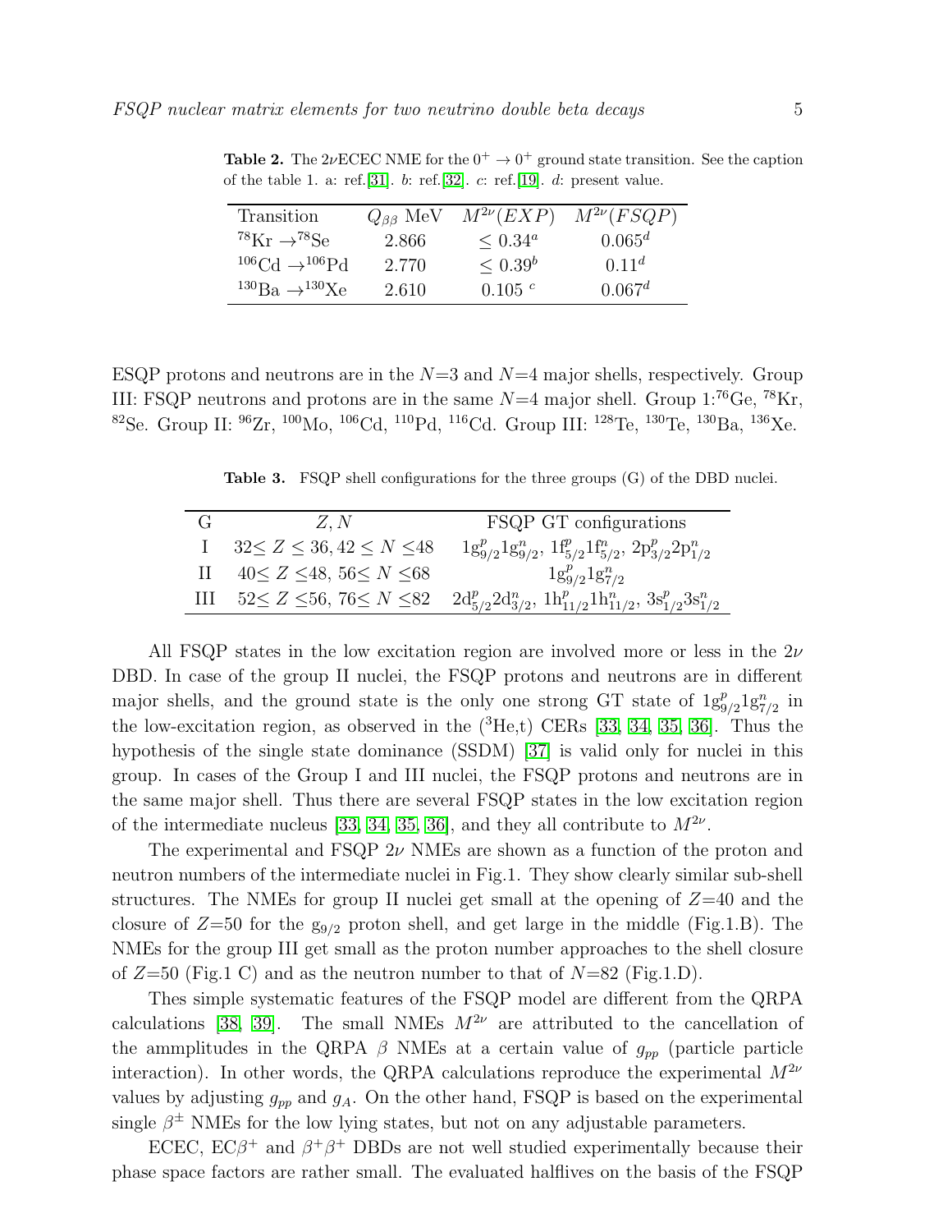**Table 2.** The 2νECEC NME for the $0^+ \rightarrow 0^+$ ground state transition. See the caption of the table 1. a: ref.[31]. b: ref.[32]. c: ref.[19]. d: present value.

| Transition | $Q_{\beta\beta}$ MeV | $M^{2\nu}(EXP)$ | $M^{2\nu}(FSQP)$ |
|---|---|---|---|
| $^{78}$Kr $\rightarrow$$^{78}$Se | 2.866 | $\leq 0.34^a$ | $0.065^d$ |
| $^{106}$Cd $\rightarrow$$^{106}$Pd | 2.770 | $\leq 0.39^b$ | $0.11^d$ |
| $^{130}$Ba $\rightarrow$$^{130}$Xe | 2.610 | $0.105\ ^c$ | $0.067^d$ |

ESQP protons and neutrons are in the $N$=3 and $N$=4 major shells, respectively. Group III: FSQP neutrons and protons are in the same $N$=4 major shell. Group 1:$^{76}$Ge, $^{78}$Kr, $^{82}$Se. Group II: $^{96}$Zr, $^{100}$Mo, $^{106}$Cd, $^{110}$Pd, $^{116}$Cd. Group III: $^{128}$Te, $^{130}$Te, $^{130}$Ba, $^{136}$Xe.

**Table 3.** FSQP shell configurations for the three groups (G) of the DBD nuclei.

| G | $Z, N$ | FSQP GT configurations |
|---|---|---|
| I | $32 \leq Z \leq 36, 42 \leq N \leq 48$ | $1g^p_{9/2}1g^n_{9/2}$, $1f^p_{5/2}1f^n_{5/2}$, $2p^p_{3/2}2p^n_{1/2}$ |
| II | $40 \leq Z \leq 48$, $56 \leq N \leq 68$ | $1g^p_{9/2}1g^n_{7/2}$ |
| III | $52 \leq Z \leq 56$, $76 \leq N \leq 82$ | $2d^p_{5/2}2d^n_{3/2}$, $1h^p_{11/2}1h^n_{11/2}$, $3s^p_{1/2}3s^n_{1/2}$ |

All FSQP states in the low excitation region are involved more or less in the 2ν DBD. In case of the group II nuclei, the FSQP protons and neutrons are in different major shells, and the ground state is the only one strong GT state of $1g^p_{9/2}1g^n_{7/2}$ in the low-excitation region, as observed in the ($^3$He,t) CERs [33, 34, 35, 36]. Thus the hypothesis of the single state dominance (SSDM) [37] is valid only for nuclei in this group. In cases of the Group I and III nuclei, the FSQP protons and neutrons are in the same major shell. Thus there are several FSQP states in the low excitation region of the intermediate nucleus [33, 34, 35, 36], and they all contribute to $M^{2\nu}$.

The experimental and FSQP 2ν NMEs are shown as a function of the proton and neutron numbers of the intermediate nuclei in Fig.1. They show clearly similar sub-shell structures. The NMEs for group II nuclei get small at the opening of $Z$=40 and the closure of $Z$=50 for the $g_{9/2}$ proton shell, and get large in the middle (Fig.1.B). The NMEs for the group III get small as the proton number approaches to the shell closure of $Z$=50 (Fig.1 C) and as the neutron number to that of $N$=82 (Fig.1.D).

Thes simple systematic features of the FSQP model are different from the QRPA calculations [38, 39]. The small NMEs $M^{2\nu}$ are attributed to the cancellation of the ammplitudes in the QRPA β NMEs at a certain value of $g_{pp}$ (particle particle interaction). In other words, the QRPA calculations reproduce the experimental $M^{2\nu}$ values by adjusting $g_{pp}$ and $g_A$. On the other hand, FSQP is based on the experimental single $\beta^{\pm}$ NMEs for the low lying states, but not on any adjustable parameters.

ECEC, EC$\beta^+$ and $\beta^+\beta^+$ DBDs are not well studied experimentally because their phase space factors are rather small. The evaluated halflives on the basis of the FSQP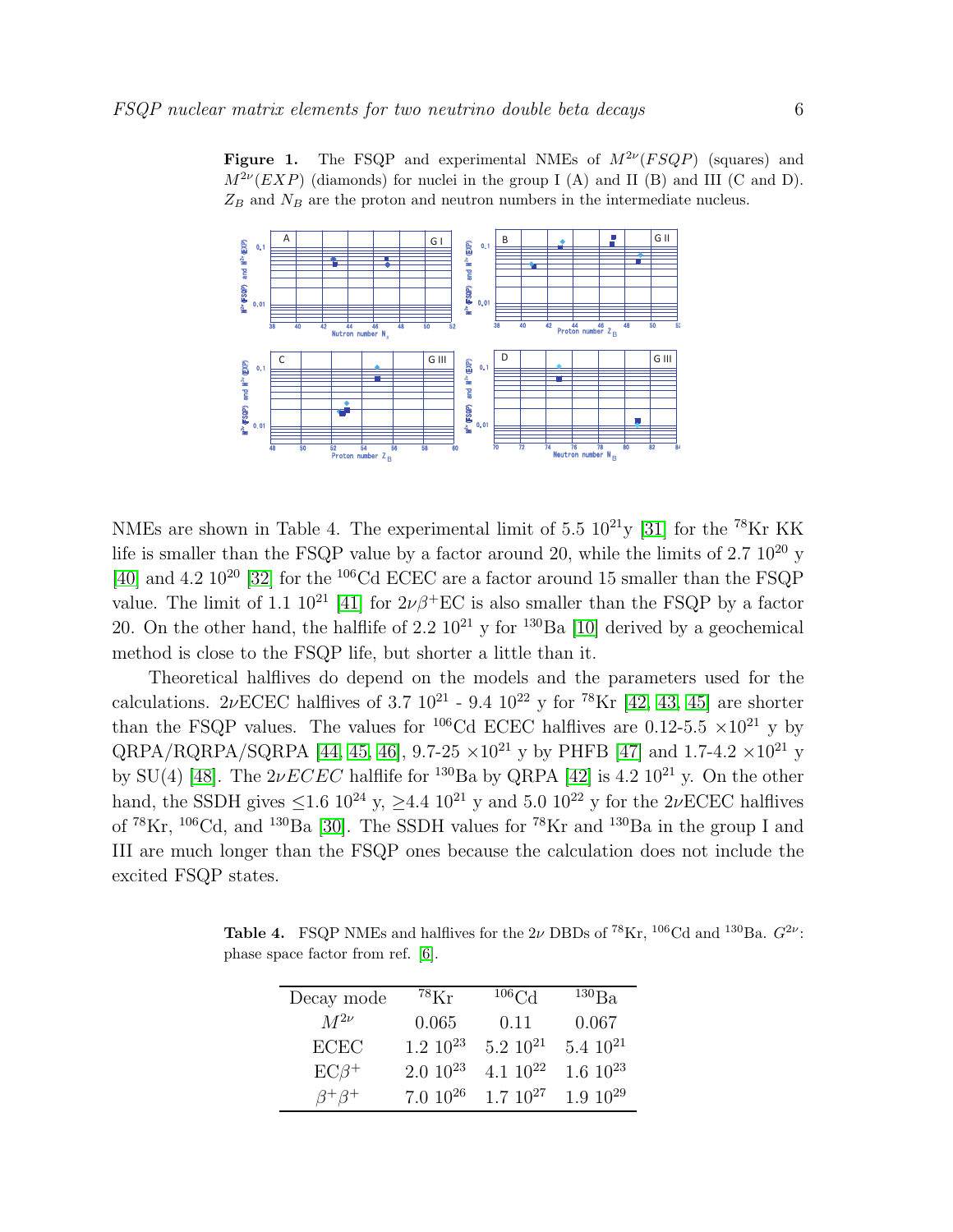**Figure 1.** The FSQP and experimental NMEs of $M^{2\nu}(FSQP)$ (squares) and $M^{2\nu}(EXP)$ (diamonds) for nuclei in the group I (A) and II (B) and III (C and D). $Z_B$ and $N_B$ are the proton and neutron numbers in the intermediate nucleus.

NMEs are shown in Table 4. The experimental limit of 5.5 $10^{21}$y [31] for the $^{78}$Kr KK life is smaller than the FSQP value by a factor around 20, while the limits of 2.7 $10^{20}$ y [40] and 4.2 $10^{20}$ [32] for the $^{106}$Cd ECEC are a factor around 15 smaller than the FSQP value. The limit of 1.1 $10^{21}$ [41] for $2\nu\beta^+$EC is also smaller than the FSQP by a factor 20. On the other hand, the halflife of 2.2 $10^{21}$ y for $^{130}$Ba [10] derived by a geochemical method is close to the FSQP life, but shorter a little than it.

Theoretical halflives do depend on the models and the parameters used for the calculations. $2\nu$ECEC halflives of 3.7 $10^{21}$ - 9.4 $10^{22}$ y for $^{78}$Kr [42, 43, 45] are shorter than the FSQP values. The values for $^{106}$Cd ECEC halflives are 0.12-5.5 $\times10^{21}$ y by QRPA/RQRPA/SQRPA [44, 45, 46], 9.7-25 $\times10^{21}$ y by PHFB [47] and 1.7-4.2 $\times10^{21}$ y by SU(4) [48]. The $2\nu ECEC$ halflife for $^{130}$Ba by QRPA [42] is 4.2 $10^{21}$ y. On the other hand, the SSDH gives $\leq$1.6 $10^{24}$ y, $\geq$4.4 $10^{21}$ y and 5.0 $10^{22}$ y for the $2\nu$ECEC halflives of $^{78}$Kr, $^{106}$Cd, and $^{130}$Ba [30]. The SSDH values for $^{78}$Kr and $^{130}$Ba in the group I and III are much longer than the FSQP ones because the calculation does not include the excited FSQP states.

**Table 4.** FSQP NMEs and halflives for the $2\nu$ DBDs of $^{78}$Kr, $^{106}$Cd and $^{130}$Ba. $G^{2\nu}$: phase space factor from ref. [6].

| Decay mode | $^{78}$Kr | $^{106}$Cd | $^{130}$Ba |
|---|---|---|---|
| $M^{2\nu}$ | 0.065 | 0.11 | 0.067 |
| ECEC | 1.2 $10^{23}$ | 5.2 $10^{21}$ | 5.4 $10^{21}$ |
| EC$\beta^+$ | 2.0 $10^{23}$ | 4.1 $10^{22}$ | 1.6 $10^{23}$ |
| $\beta^+\beta^+$ | 7.0 $10^{26}$ | 1.7 $10^{27}$ | 1.9 $10^{29}$ |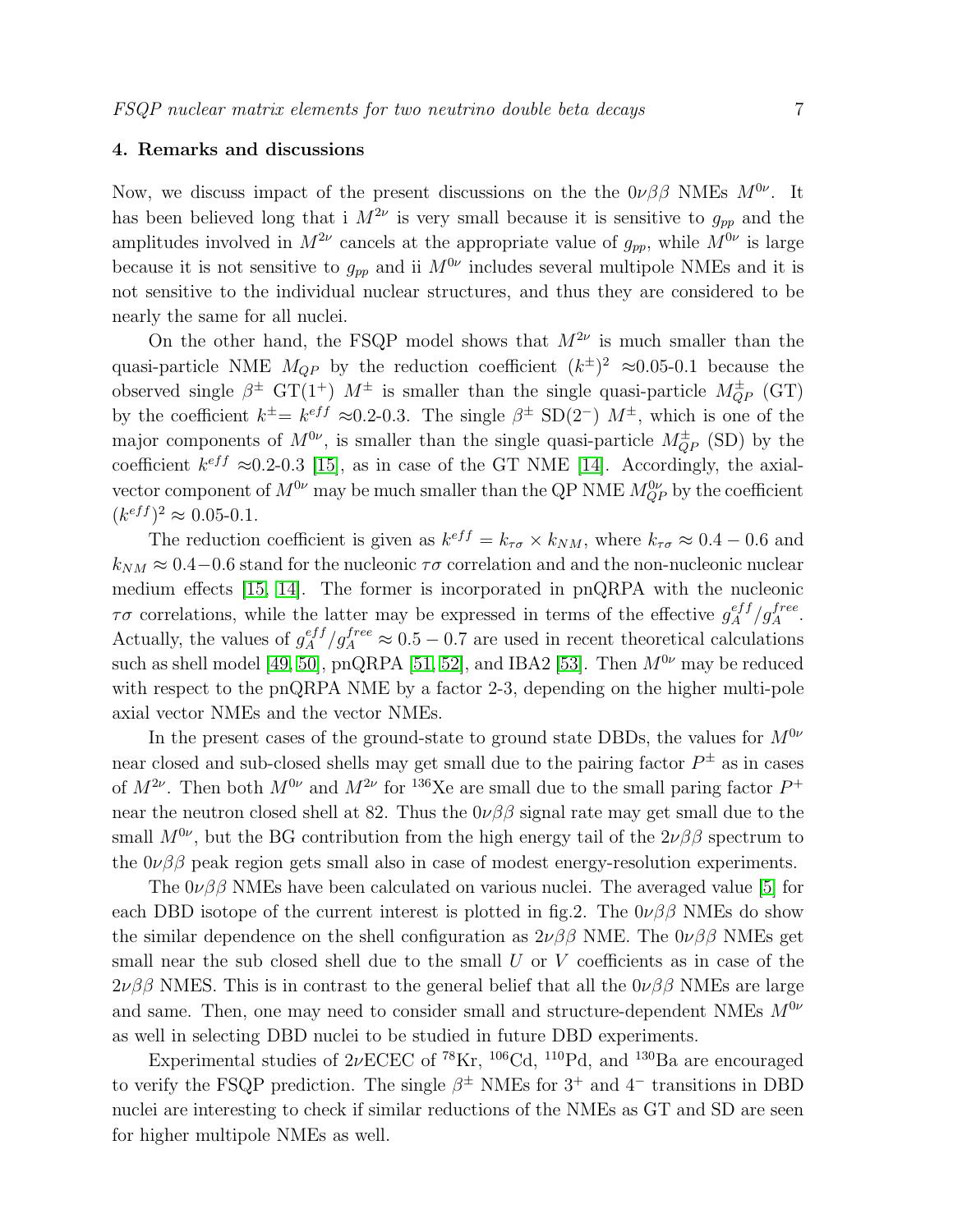## 4. Remarks and discussions

Now, we discuss impact of the present discussions on the the $0\nu\beta\beta$ NMEs $M^{0\nu}$. It has been believed long that i $M^{2\nu}$ is very small because it is sensitive to $g_{pp}$ and the amplitudes involved in $M^{2\nu}$ cancels at the appropriate value of $g_{pp}$, while $M^{0\nu}$ is large because it is not sensitive to $g_{pp}$ and ii $M^{0\nu}$ includes several multipole NMEs and it is not sensitive to the individual nuclear structures, and thus they are considered to be nearly the same for all nuclei.

On the other hand, the FSQP model shows that $M^{2\nu}$ is much smaller than the quasi-particle NME $M_{QP}$ by the reduction coefficient $(k^{\pm})^2$ ≈0.05-0.1 because the observed single $\beta^{\pm}$ GT($1^+$) $M^{\pm}$ is smaller than the single quasi-particle $M^{\pm}_{QP}$ (GT) by the coefficient $k^{\pm}= k^{eff}$ ≈0.2-0.3. The single $\beta^{\pm}$ SD($2^-$) $M^{\pm}$, which is one of the major components of $M^{0\nu}$, is smaller than the single quasi-particle $M^{\pm}_{QP}$ (SD) by the coefficient $k^{eff}$ ≈0.2-0.3 [15], as in case of the GT NME [14]. Accordingly, the axial-vector component of $M^{0\nu}$ may be much smaller than the QP NME $M^{0\nu}_{QP}$ by the coefficient $(k^{eff})^2 \approx$ 0.05-0.1.

The reduction coefficient is given as $k^{eff} = k_{\tau\sigma} \times k_{NM}$, where $k_{\tau\sigma} \approx 0.4 - 0.6$ and $k_{NM} \approx 0.4-0.6$ stand for the nucleonic $\tau\sigma$ correlation and and the non-nucleonic nuclear medium effects [15, 14]. The former is incorporated in pnQRPA with the nucleonic $\tau\sigma$ correlations, while the latter may be expressed in terms of the effective $g^{eff}_A/g^{free}_A$. Actually, the values of $g^{eff}_A/g^{free}_A \approx 0.5 - 0.7$ are used in recent theoretical calculations such as shell model [49, 50], pnQRPA [51, 52], and IBA2 [53]. Then $M^{0\nu}$ may be reduced with respect to the pnQRPA NME by a factor 2-3, depending on the higher multi-pole axial vector NMEs and the vector NMEs.

In the present cases of the ground-state to ground state DBDs, the values for $M^{0\nu}$ near closed and sub-closed shells may get small due to the pairing factor $P^{\pm}$ as in cases of $M^{2\nu}$. Then both $M^{0\nu}$ and $M^{2\nu}$ for $^{136}$Xe are small due to the small paring factor $P^{+}$ near the neutron closed shell at 82. Thus the $0\nu\beta\beta$ signal rate may get small due to the small $M^{0\nu}$, but the BG contribution from the high energy tail of the $2\nu\beta\beta$ spectrum to the $0\nu\beta\beta$ peak region gets small also in case of modest energy-resolution experiments.

The $0\nu\beta\beta$ NMEs have been calculated on various nuclei. The averaged value [5] for each DBD isotope of the current interest is plotted in fig.2. The $0\nu\beta\beta$ NMEs do show the similar dependence on the shell configuration as $2\nu\beta\beta$ NME. The $0\nu\beta\beta$ NMEs get small near the sub closed shell due to the small $U$ or $V$ coefficients as in case of the $2\nu\beta\beta$ NMES. This is in contrast to the general belief that all the $0\nu\beta\beta$ NMEs are large and same. Then, one may need to consider small and structure-dependent NMEs $M^{0\nu}$ as well in selecting DBD nuclei to be studied in future DBD experiments.

Experimental studies of $2\nu$ECEC of $^{78}$Kr, $^{106}$Cd, $^{110}$Pd, and $^{130}$Ba are encouraged to verify the FSQP prediction. The single $\beta^{\pm}$ NMEs for $3^+$ and $4^-$ transitions in DBD nuclei are interesting to check if similar reductions of the NMEs as GT and SD are seen for higher multipole NMEs as well.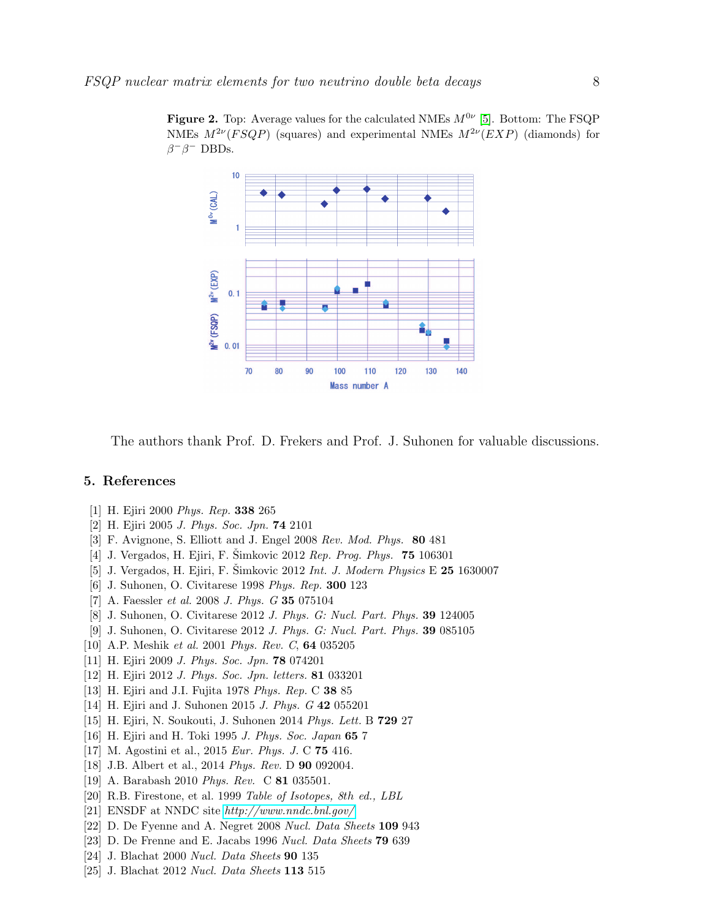**Figure 2.** Top: Average values for the calculated NMEs $M^{0\nu}$ [5]. Bottom: The FSQP NMEs $M^{2\nu}(FSQP)$ (squares) and experimental NMEs $M^{2\nu}(EXP)$ (diamonds) for $\beta^-\beta^-$ DBDs.

The authors thank Prof. D. Frekers and Prof. J. Suhonen for valuable discussions.

## 5. References

[1] H. Ejiri 2000 *Phys. Rep.* **338** 265
[2] H. Ejiri 2005 *J. Phys. Soc. Jpn.* **74** 2101
[3] F. Avignone, S. Elliott and J. Engel 2008 *Rev. Mod. Phys.* **80** 481
[4] J. Vergados, H. Ejiri, F. Šimkovic 2012 *Rep. Prog. Phys.* **75** 106301
[5] J. Vergados, H. Ejiri, F. Šimkovic 2012 *Int. J. Modern Physics* E **25** 1630007
[6] J. Suhonen, O. Civitarese 1998 *Phys. Rep.* **300** 123
[7] A. Faessler *et al.* 2008 *J. Phys. G* **35** 075104
[8] J. Suhonen, O. Civitarese 2012 *J. Phys. G: Nucl. Part. Phys.* **39** 124005
[9] J. Suhonen, O. Civitarese 2012 *J. Phys. G: Nucl. Part. Phys.* **39** 085105
[10] A.P. Meshik *et al.* 2001 *Phys. Rev. C*, **64** 035205
[11] H. Ejiri 2009 *J. Phys. Soc. Jpn.* **78** 074201
[12] H. Ejiri 2012 *J. Phys. Soc. Jpn. letters.* **81** 033201
[13] H. Ejiri and J.I. Fujita 1978 *Phys. Rep.* C **38** 85
[14] H. Ejiri and J. Suhonen 2015 *J. Phys. G* **42** 055201
[15] H. Ejiri, N. Soukouti, J. Suhonen 2014 *Phys. Lett.* B **729** 27
[16] H. Ejiri and H. Toki 1995 *J. Phys. Soc. Japan* **65** 7
[17] M. Agostini et al., 2015 *Eur. Phys. J.* C **75** 416.
[18] J.B. Albert et al., 2014 *Phys. Rev.* D **90** 092004.
[19] A. Barabash 2010 *Phys. Rev.* C **81** 035501.
[20] R.B. Firestone, et al. 1999 *Table of Isotopes, 8th ed., LBL*
[21] ENSDF at NNDC site *http://www.nndc.bnl.gov/*
[22] D. De Fyenne and A. Negret 2008 *Nucl. Data Sheets* **109** 943
[23] D. De Frenne and E. Jacabs 1996 *Nucl. Data Sheets* **79** 639
[24] J. Blachat 2000 *Nucl. Data Sheets* **90** 135
[25] J. Blachat 2012 *Nucl. Data Sheets* **113** 515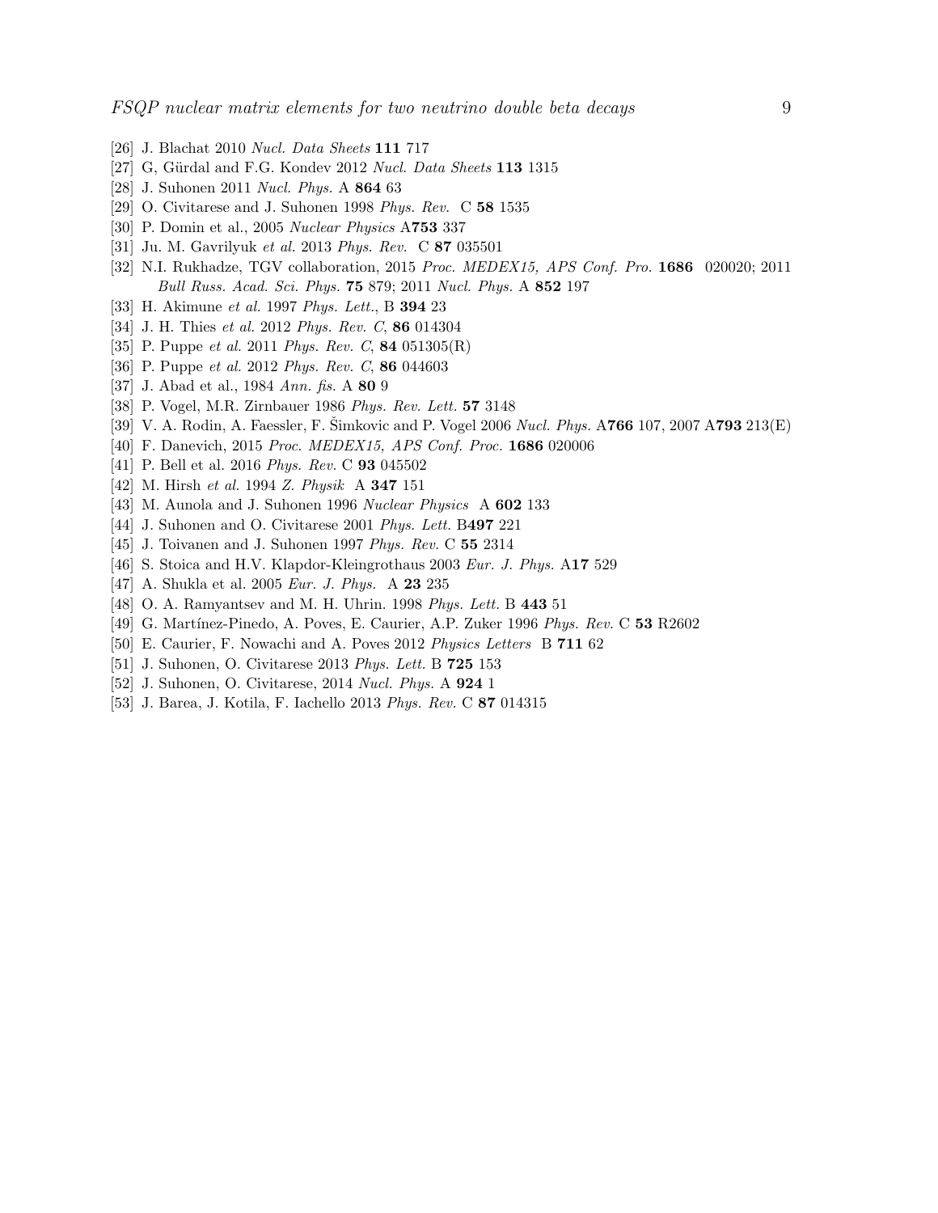[26] J. Blachat 2010 *Nucl. Data Sheets* **111** 717

[27] G, Gürdal and F.G. Kondev 2012 *Nucl. Data Sheets* **113** 1315

[28] J. Suhonen 2011 *Nucl. Phys.* A **864** 63

[29] O. Civitarese and J. Suhonen 1998 *Phys. Rev.* C **58** 1535

[30] P. Domin et al., 2005 *Nuclear Physics* A**753** 337

[31] Ju. M. Gavrilyuk *et al.* 2013 *Phys. Rev.* C **87** 035501

[32] N.I. Rukhadze, TGV collaboration, 2015 *Proc. MEDEX15, APS Conf. Pro.* **1686** 020020; 2011 *Bull Russ. Acad. Sci. Phys.* **75** 879; 2011 *Nucl. Phys.* A **852** 197

[33] H. Akimune *et al.* 1997 *Phys. Lett.*, B **394** 23

[34] J. H. Thies *et al.* 2012 *Phys. Rev. C*, **86** 014304

[35] P. Puppe *et al.* 2011 *Phys. Rev. C*, **84** 051305(R)

[36] P. Puppe *et al.* 2012 *Phys. Rev. C*, **86** 044603

[37] J. Abad et al., 1984 *Ann. fis.* A **80** 9

[38] P. Vogel, M.R. Zirnbauer 1986 *Phys. Rev. Lett.* **57** 3148

[39] V. A. Rodin, A. Faessler, F. Šimkovic and P. Vogel 2006 *Nucl. Phys.* A**766** 107, 2007 A**793** 213(E)

[40] F. Danevich, 2015 *Proc. MEDEX15, APS Conf. Proc.* **1686** 020006

[41] P. Bell et al. 2016 *Phys. Rev.* C **93** 045502

[42] M. Hirsh *et al.* 1994 *Z. Physik* A **347** 151

[43] M. Aunola and J. Suhonen 1996 *Nuclear Physics* A **602** 133

[44] J. Suhonen and O. Civitarese 2001 *Phys. Lett.* B**497** 221

[45] J. Toivanen and J. Suhonen 1997 *Phys. Rev.* C **55** 2314

[46] S. Stoica and H.V. Klapdor-Kleingrothaus 2003 *Eur. J. Phys.* A**17** 529

[47] A. Shukla et al. 2005 *Eur. J. Phys.* A **23** 235

[48] O. A. Ramyantsev and M. H. Uhrin. 1998 *Phys. Lett.* B **443** 51

[49] G. Martínez-Pinedo, A. Poves, E. Caurier, A.P. Zuker 1996 *Phys. Rev.* C **53** R2602

[50] E. Caurier, F. Nowachi and A. Poves 2012 *Physics Letters* B **711** 62

[51] J. Suhonen, O. Civitarese 2013 *Phys. Lett.* B **725** 153

[52] J. Suhonen, O. Civitarese, 2014 *Nucl. Phys.* A **924** 1

[53] J. Barea, J. Kotila, F. Iachello 2013 *Phys. Rev.* C **87** 014315